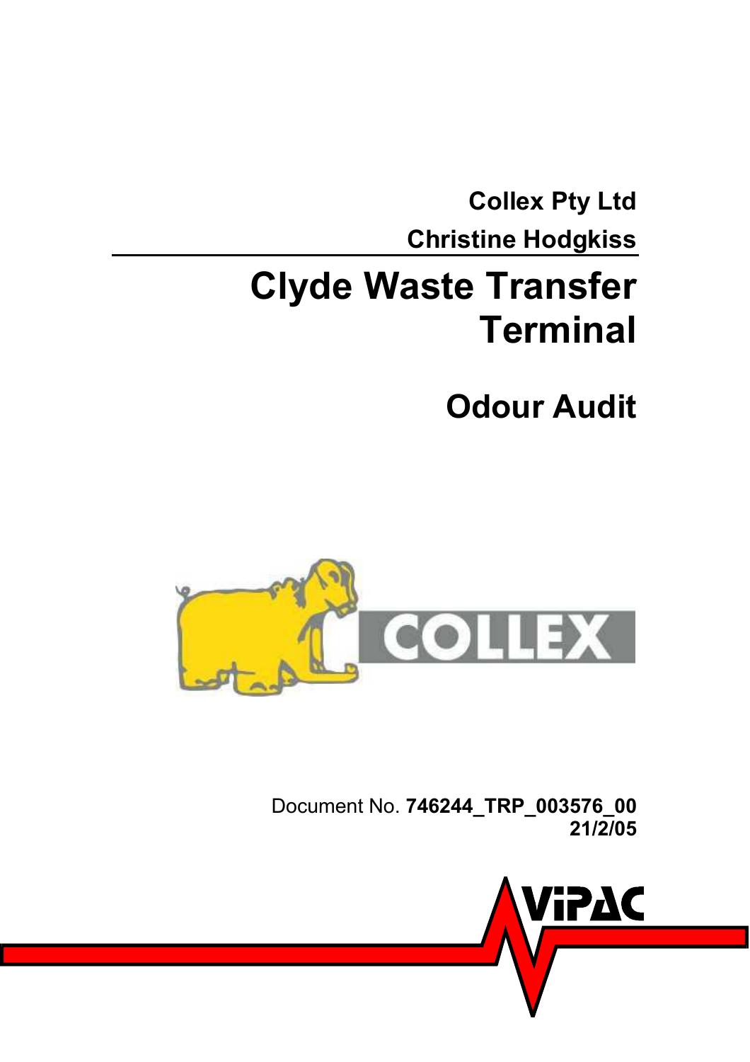**Collex Pty Ltd**

**Christine Hodgkiss**

# Clyde Waste Transfer Terminal

## Odour Audit

Document No. **746244_TRP_003576_00**
**21/2/05**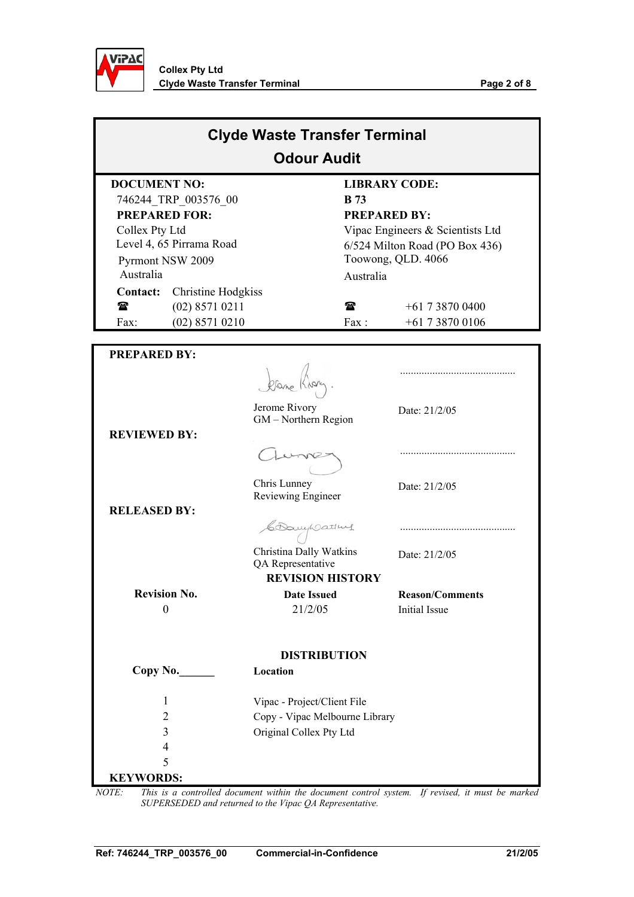# Clyde Waste Transfer Terminal

## Odour Audit

| DOCUMENT NO: | LIBRARY CODE: |
|---|---|
| 746244_TRP_003576_00 | **B 73** |
| **PREPARED FOR:** | **PREPARED BY:** |
| Collex Pty Ltd | Vipac Engineers & Scientists Ltd |
| Level 4, 65 Pirrama Road | 6/524 Milton Road (PO Box 436) |
| Pyrmont NSW 2009 | Toowong, QLD. 4066 |
| Australia | Australia |
| **Contact:** Christine Hodgkiss | |
| ☎ (02) 8571 0211 | ☎ +61 7 3870 0400 |
| Fax: (02) 8571 0210 | Fax : +61 7 3870 0106 |

**PREPARED BY:**

Jerome Rivory
GM – Northern Region
Date: 21/2/05

**REVIEWED BY:**

Chris Lunney
Reviewing Engineer
Date: 21/2/05

**RELEASED BY:**

Christina Dally Watkins
QA Representative
Date: 21/2/05

**REVISION HISTORY**

| Revision No. | Date Issued | Reason/Comments |
|---|---|---|
| 0 | 21/2/05 | Initial Issue |

**DISTRIBUTION**

| Copy No. | Location |
|---|---|
| 1 | Vipac - Project/Client File |
| 2 | Copy - Vipac Melbourne Library |
| 3 | Original Collex Pty Ltd |
| 4 | |
| 5 | |

**KEYWORDS:**

*NOTE: This is a controlled document within the document control system. If revised, it must be marked SUPERSEDED and returned to the Vipac QA Representative.*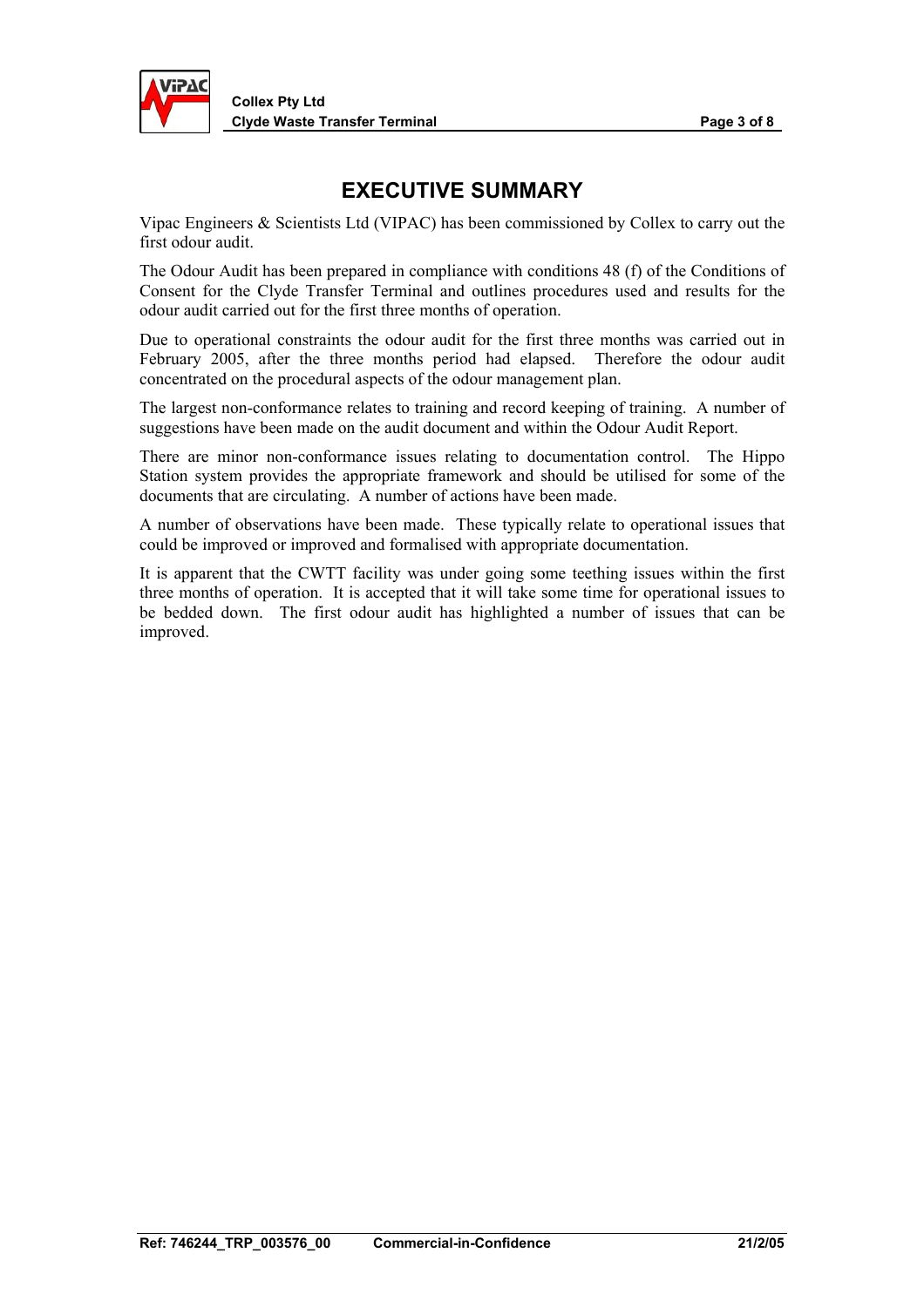# EXECUTIVE SUMMARY

Vipac Engineers & Scientists Ltd (VIPAC) has been commissioned by Collex to carry out the first odour audit.

The Odour Audit has been prepared in compliance with conditions 48 (f) of the Conditions of Consent for the Clyde Transfer Terminal and outlines procedures used and results for the odour audit carried out for the first three months of operation.

Due to operational constraints the odour audit for the first three months was carried out in February 2005, after the three months period had elapsed. Therefore the odour audit concentrated on the procedural aspects of the odour management plan.

The largest non-conformance relates to training and record keeping of training. A number of suggestions have been made on the audit document and within the Odour Audit Report.

There are minor non-conformance issues relating to documentation control. The Hippo Station system provides the appropriate framework and should be utilised for some of the documents that are circulating. A number of actions have been made.

A number of observations have been made. These typically relate to operational issues that could be improved or improved and formalised with appropriate documentation.

It is apparent that the CWTT facility was under going some teething issues within the first three months of operation. It is accepted that it will take some time for operational issues to be bedded down. The first odour audit has highlighted a number of issues that can be improved.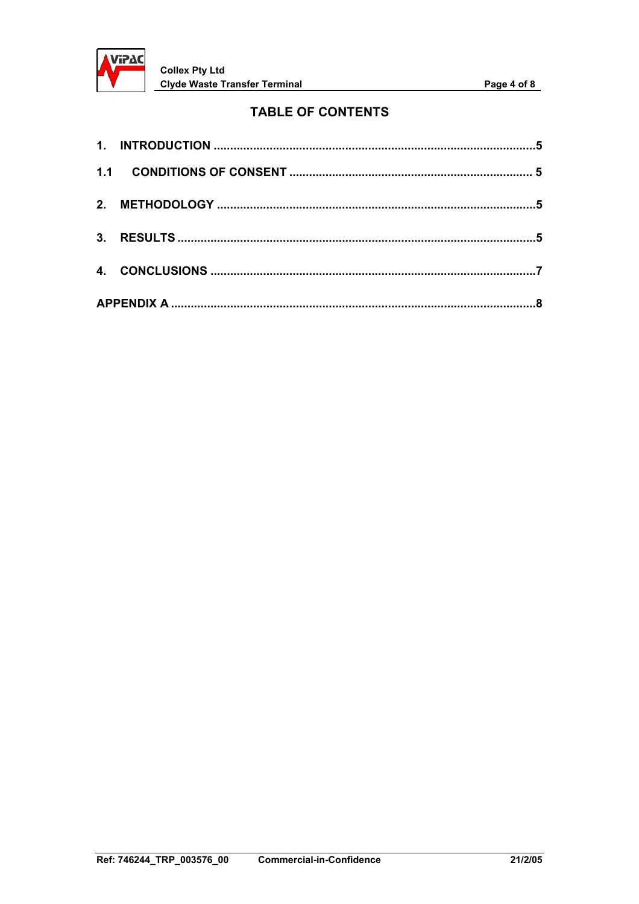# TABLE OF CONTENTS

1. INTRODUCTION ....................................................................................................5

1.1 CONDITIONS OF CONSENT ........................................................................... 5

2. METHODOLOGY ...................................................................................................5

3. RESULTS ...............................................................................................................5

4. CONCLUSIONS .....................................................................................................7

APPENDIX A ................................................................................................................8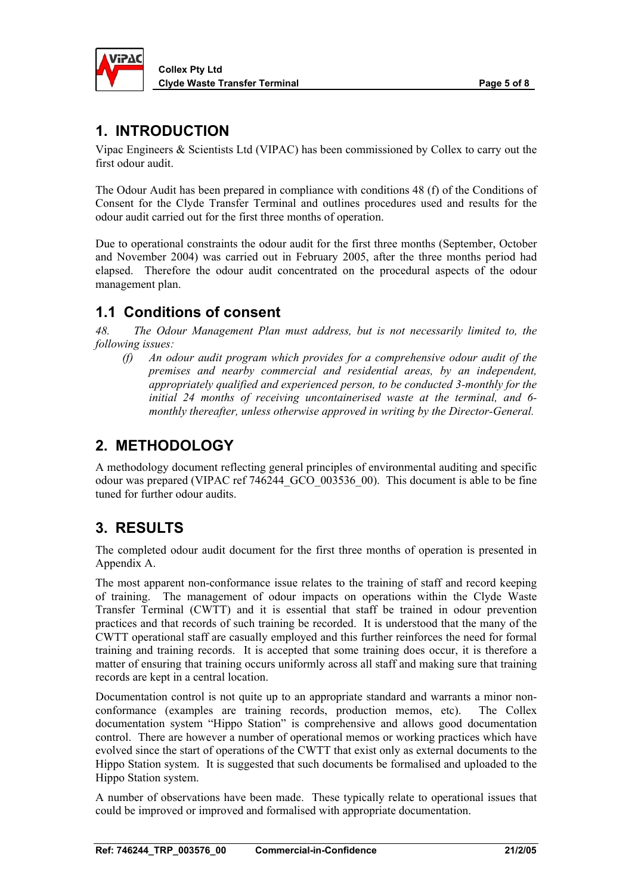# 1. INTRODUCTION

Vipac Engineers & Scientists Ltd (VIPAC) has been commissioned by Collex to carry out the first odour audit.

The Odour Audit has been prepared in compliance with conditions 48 (f) of the Conditions of Consent for the Clyde Transfer Terminal and outlines procedures used and results for the odour audit carried out for the first three months of operation.

Due to operational constraints the odour audit for the first three months (September, October and November 2004) was carried out in February 2005, after the three months period had elapsed. Therefore the odour audit concentrated on the procedural aspects of the odour management plan.

## 1.1 Conditions of consent

*48. The Odour Management Plan must address, but is not necessarily limited to, the following issues:*

- *(f) An odour audit program which provides for a comprehensive odour audit of the premises and nearby commercial and residential areas, by an independent, appropriately qualified and experienced person, to be conducted 3-monthly for the initial 24 months of receiving uncontainerised waste at the terminal, and 6-monthly thereafter, unless otherwise approved in writing by the Director-General.*

# 2. METHODOLOGY

A methodology document reflecting general principles of environmental auditing and specific odour was prepared (VIPAC ref 746244_GCO_003536_00). This document is able to be fine tuned for further odour audits.

# 3. RESULTS

The completed odour audit document for the first three months of operation is presented in Appendix A.

The most apparent non-conformance issue relates to the training of staff and record keeping of training. The management of odour impacts on operations within the Clyde Waste Transfer Terminal (CWTT) and it is essential that staff be trained in odour prevention practices and that records of such training be recorded. It is understood that the many of the CWTT operational staff are casually employed and this further reinforces the need for formal training and training records. It is accepted that some training does occur, it is therefore a matter of ensuring that training occurs uniformly across all staff and making sure that training records are kept in a central location.

Documentation control is not quite up to an appropriate standard and warrants a minor non-conformance (examples are training records, production memos, etc). The Collex documentation system "Hippo Station" is comprehensive and allows good documentation control. There are however a number of operational memos or working practices which have evolved since the start of operations of the CWTT that exist only as external documents to the Hippo Station system. It is suggested that such documents be formalised and uploaded to the Hippo Station system.

A number of observations have been made. These typically relate to operational issues that could be improved or improved and formalised with appropriate documentation.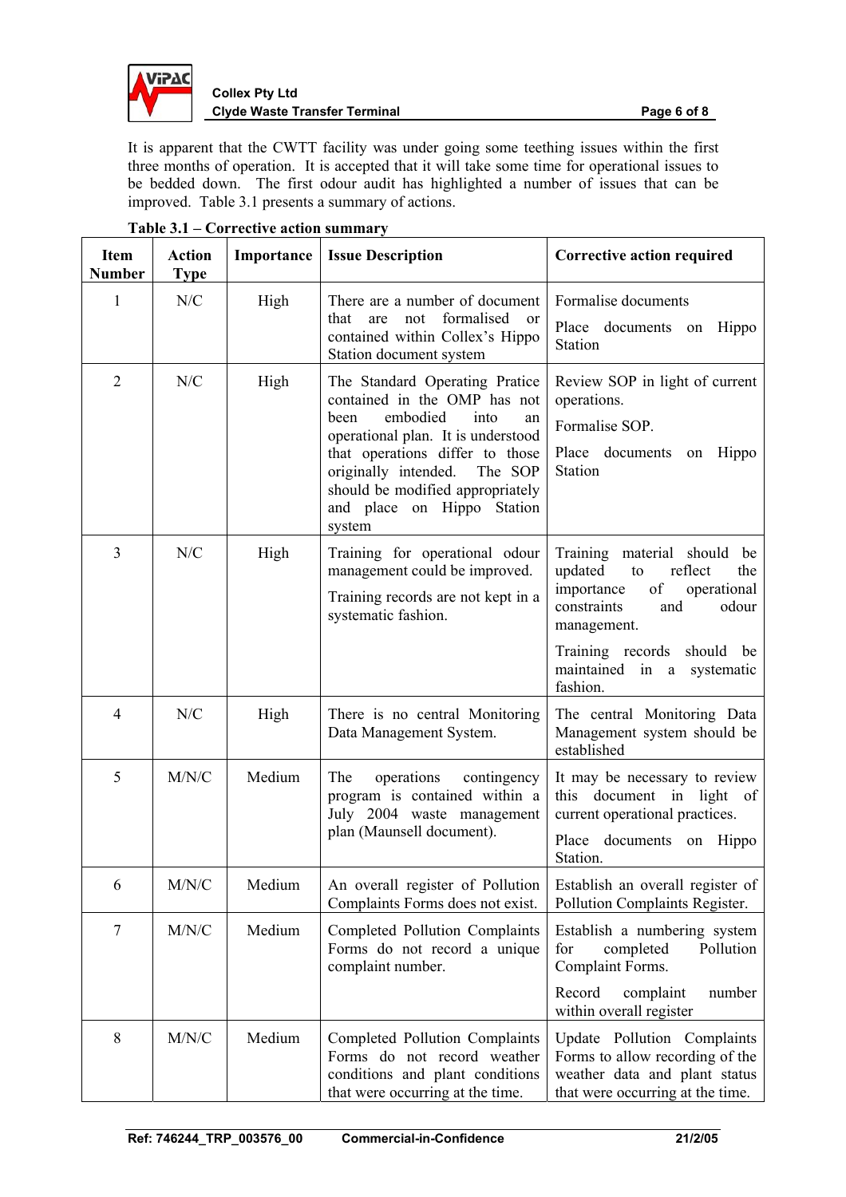It is apparent that the CWTT facility was under going some teething issues within the first three months of operation. It is accepted that it will take some time for operational issues to be bedded down. The first odour audit has highlighted a number of issues that can be improved. Table 3.1 presents a summary of actions.

**Table 3.1 – Corrective action summary**

| Item Number | Action Type | Importance | Issue Description | Corrective action required |
|---|---|---|---|---|
| 1 | N/C | High | There are a number of document that are not formalised or contained within Collex's Hippo Station document system | Formalise documents<br><br>Place documents on Hippo Station |
| 2 | N/C | High | The Standard Operating Pratice contained in the OMP has not been embodied into an operational plan. It is understood that operations differ to those originally intended. The SOP should be modified appropriately and place on Hippo Station system | Review SOP in light of current operations.<br><br>Formalise SOP.<br><br>Place documents on Hippo Station |
| 3 | N/C | High | Training for operational odour management could be improved.<br><br>Training records are not kept in a systematic fashion. | Training material should be updated to reflect the importance of operational constraints and odour management.<br><br>Training records should be maintained in a systematic fashion. |
| 4 | N/C | High | There is no central Monitoring Data Management System. | The central Monitoring Data Management system should be established |
| 5 | M/N/C | Medium | The operations contingency program is contained within a July 2004 waste management plan (Maunsell document). | It may be necessary to review this document in light of current operational practices.<br><br>Place documents on Hippo Station. |
| 6 | M/N/C | Medium | An overall register of Pollution Complaints Forms does not exist. | Establish an overall register of Pollution Complaints Register. |
| 7 | M/N/C | Medium | Completed Pollution Complaints Forms do not record a unique complaint number. | Establish a numbering system for completed Pollution Complaint Forms.<br><br>Record complaint number within overall register |
| 8 | M/N/C | Medium | Completed Pollution Complaints Forms do not record weather conditions and plant conditions that were occurring at the time. | Update Pollution Complaints Forms to allow recording of the weather data and plant status that were occurring at the time. |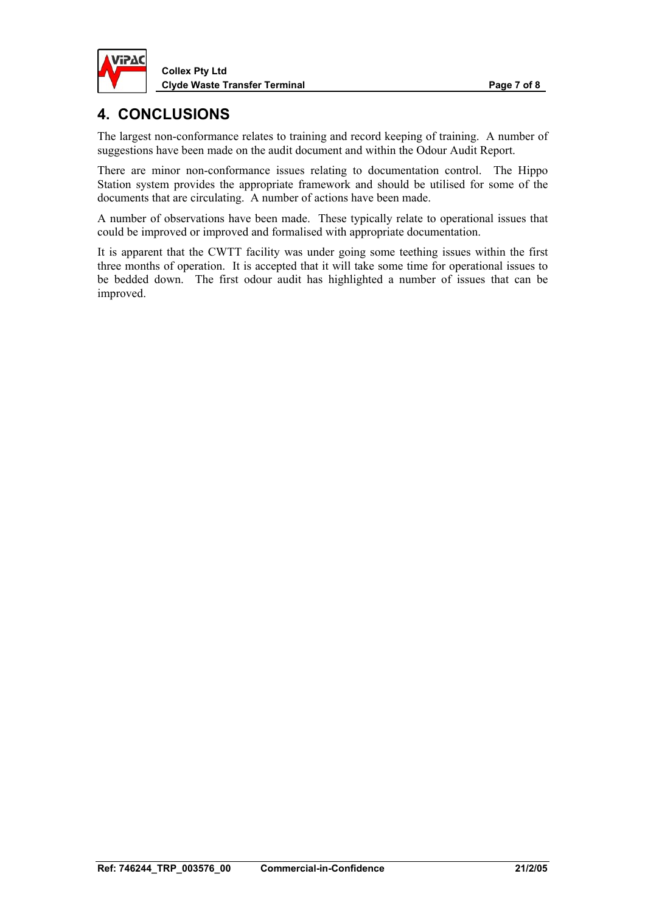# 4. CONCLUSIONS

The largest non-conformance relates to training and record keeping of training. A number of suggestions have been made on the audit document and within the Odour Audit Report.

There are minor non-conformance issues relating to documentation control. The Hippo Station system provides the appropriate framework and should be utilised for some of the documents that are circulating. A number of actions have been made.

A number of observations have been made. These typically relate to operational issues that could be improved or improved and formalised with appropriate documentation.

It is apparent that the CWTT facility was under going some teething issues within the first three months of operation. It is accepted that it will take some time for operational issues to be bedded down. The first odour audit has highlighted a number of issues that can be improved.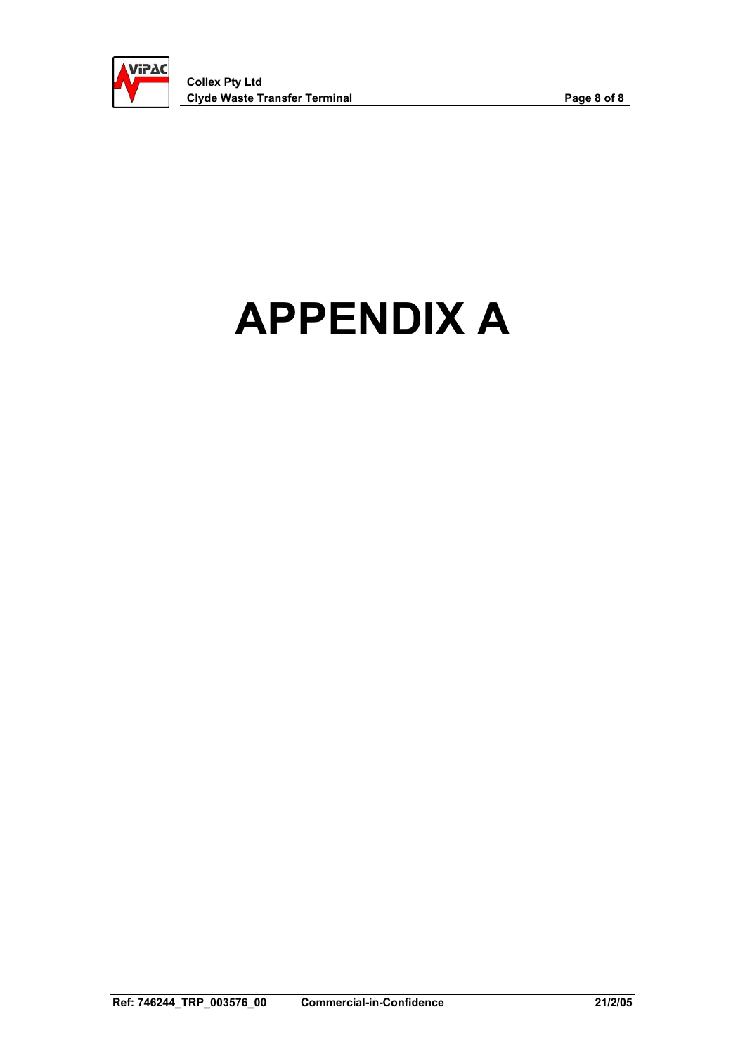# APPENDIX A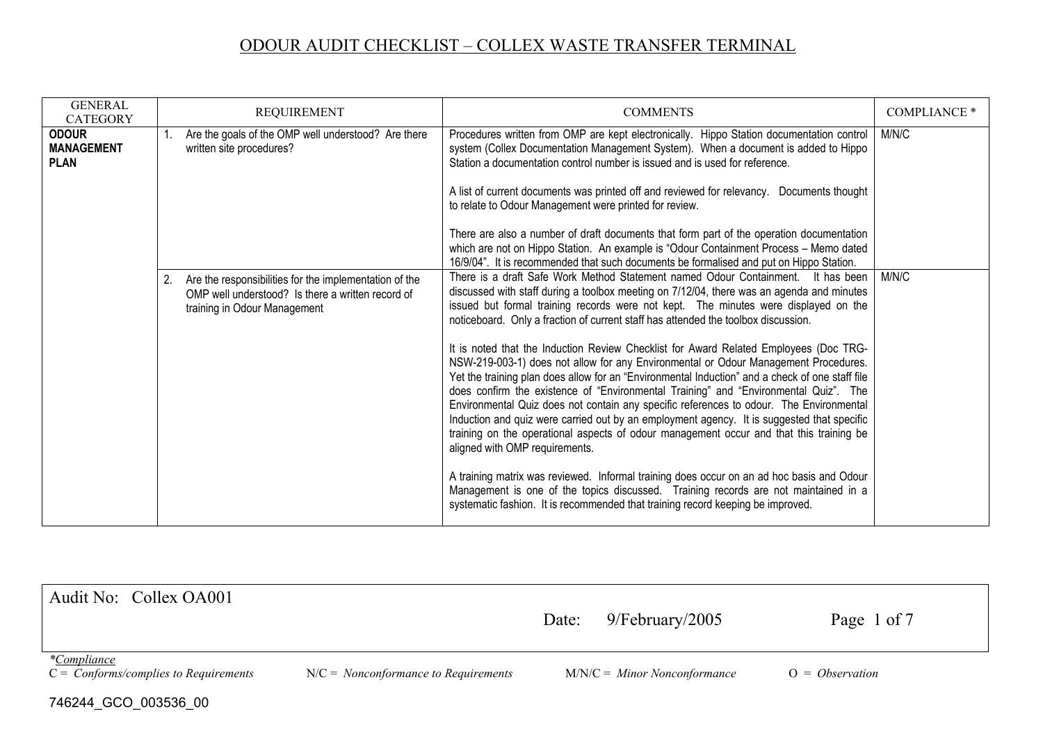# ODOUR AUDIT CHECKLIST – COLLEX WASTE TRANSFER TERMINAL

| GENERAL CATEGORY | REQUIREMENT | COMMENTS | COMPLIANCE * |
|---|---|---|---|
| **ODOUR MANAGEMENT PLAN** | 1. Are the goals of the OMP well understood? Are there written site procedures? | Procedures written from OMP are kept electronically. Hippo Station documentation control system (Collex Documentation Management System). When a document is added to Hippo Station a documentation control number is issued and is used for reference.<br><br>A list of current documents was printed off and reviewed for relevancy. Documents thought to relate to Odour Management were printed for review.<br><br>There are also a number of draft documents that form part of the operation documentation which are not on Hippo Station. An example is "Odour Containment Process – Memo dated 16/9/04". It is recommended that such documents be formalised and put on Hippo Station. | M/N/C |
| | 2. Are the responsibilities for the implementation of the OMP well understood? Is there a written record of training in Odour Management | There is a draft Safe Work Method Statement named Odour Containment. It has been discussed with staff during a toolbox meeting on 7/12/04, there was an agenda and minutes issued but formal training records were not kept. The minutes were displayed on the noticeboard. Only a fraction of current staff has attended the toolbox discussion.<br><br>It is noted that the Induction Review Checklist for Award Related Employees (Doc TRG-NSW-219-003-1) does not allow for any Environmental or Odour Management Procedures. Yet the training plan does allow for an "Environmental Induction" and a check of one staff file does confirm the existence of "Environmental Training" and "Environmental Quiz". The Environmental Quiz does not contain any specific references to odour. The Environmental Induction and quiz were carried out by an employment agency. It is suggested that specific training on the operational aspects of odour management occur and that this training be aligned with OMP requirements.<br><br>A training matrix was reviewed. Informal training does occur on an ad hoc basis and Odour Management is one of the topics discussed. Training records are not maintained in a systematic fashion. It is recommended that training record keeping be improved. | M/N/C |

Audit No: Collex OA001

Date: 9/February/2005

*Compliance
C = *Conforms/complies to Requirements* N/C = *Nonconformance to Requirements* M/N/C = *Minor Nonconformance* O = *Observation*

746244_GCO_003536_00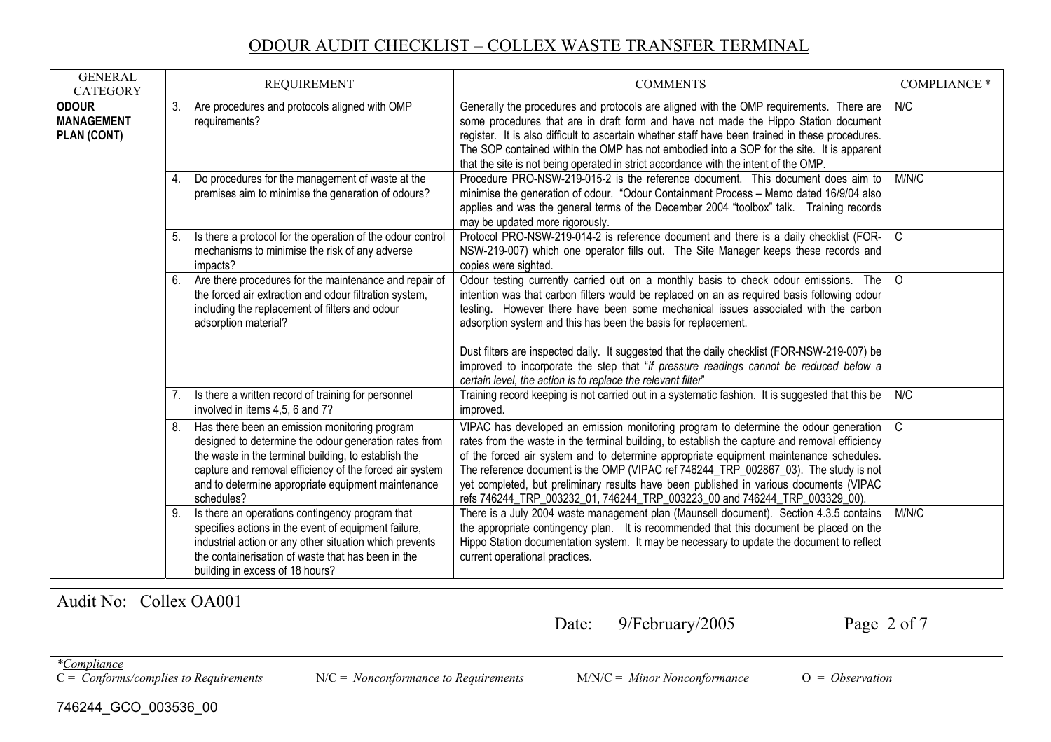# ODOUR AUDIT CHECKLIST – COLLEX WASTE TRANSFER TERMINAL

| GENERAL CATEGORY | REQUIREMENT | COMMENTS | COMPLIANCE * |
|---|---|---|---|
| **ODOUR MANAGEMENT PLAN (CONT)** | 3. Are procedures and protocols aligned with OMP requirements? | Generally the procedures and protocols are aligned with the OMP requirements. There are some procedures that are in draft form and have not made the Hippo Station document register. It is also difficult to ascertain whether staff have been trained in these procedures. The SOP contained within the OMP has not embodied into a SOP for the site. It is apparent that the site is not being operated in strict accordance with the intent of the OMP. | N/C |
| | 4. Do procedures for the management of waste at the premises aim to minimise the generation of odours? | Procedure PRO-NSW-219-015-2 is the reference document. This document does aim to minimise the generation of odour. "Odour Containment Process – Memo dated 16/9/04 also applies and was the general terms of the December 2004 "toolbox" talk. Training records may be updated more rigorously. | M/N/C |
| | 5. Is there a protocol for the operation of the odour control mechanisms to minimise the risk of any adverse impacts? | Protocol PRO-NSW-219-014-2 is reference document and there is a daily checklist (FOR-NSW-219-007) which one operator fills out. The Site Manager keeps these records and copies were sighted. | C |
| | 6. Are there procedures for the maintenance and repair of the forced air extraction and odour filtration system, including the replacement of filters and odour adsorption material? | Odour testing currently carried out on a monthly basis to check odour emissions. The intention was that carbon filters would be replaced on an as required basis following odour testing. However there have been some mechanical issues associated with the carbon adsorption system and this has been the basis for replacement.<br><br>Dust filters are inspected daily. It suggested that the daily checklist (FOR-NSW-219-007) be improved to incorporate the step that "*if pressure readings cannot be reduced below a certain level, the action is to replace the relevant filter*" | O |
| | 7. Is there a written record of training for personnel involved in items 4,5, 6 and 7? | Training record keeping is not carried out in a systematic fashion. It is suggested that this be improved. | N/C |
| | 8. Has there been an emission monitoring program designed to determine the odour generation rates from the waste in the terminal building, to establish the capture and removal efficiency of the forced air system and to determine appropriate equipment maintenance schedules? | VIPAC has developed an emission monitoring program to determine the odour generation rates from the waste in the terminal building, to establish the capture and removal efficiency of the forced air system and to determine appropriate equipment maintenance schedules. The reference document is the OMP (VIPAC ref 746244_TRP_002867_03). The study is not yet completed, but preliminary results have been published in various documents (VIPAC refs 746244_TRP_003232_01, 746244_TRP_003223_00 and 746244_TRP_003329_00). | C |
| | 9. Is there an operations contingency program that specifies actions in the event of equipment failure, industrial action or any other situation which prevents the containerisation of waste that has been in the building in excess of 18 hours? | There is a July 2004 waste management plan (Maunsell document). Section 4.3.5 contains the appropriate contingency plan. It is recommended that this document be placed on the Hippo Station documentation system. It may be necessary to update the document to reflect current operational practices. | M/N/C |

Audit No: Collex OA001

Date: 9/February/2005

*\*Compliance*

C = *Conforms/complies to Requirements* N/C = *Nonconformance to Requirements* M/N/C = *Minor Nonconformance* O = *Observation*

746244_GCO_003536_00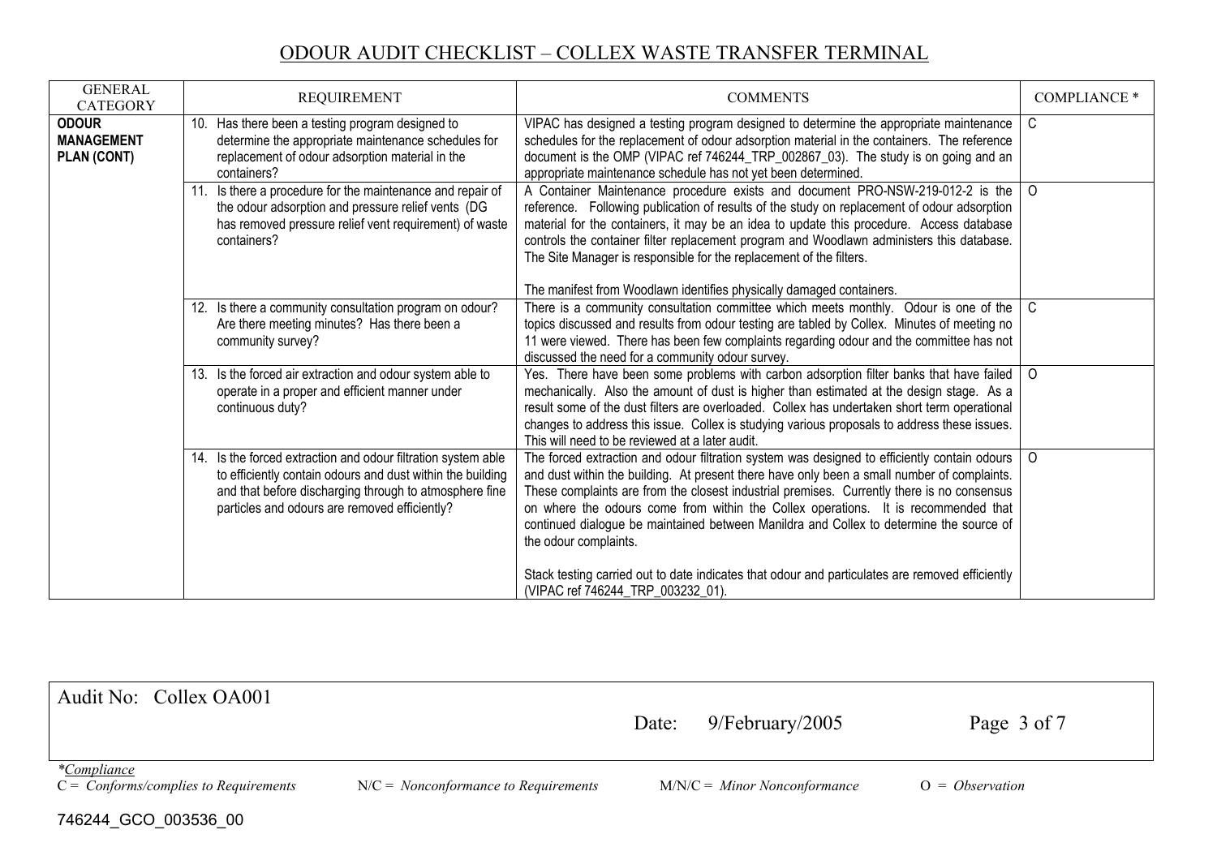# ODOUR AUDIT CHECKLIST – COLLEX WASTE TRANSFER TERMINAL

| GENERAL CATEGORY | REQUIREMENT | COMMENTS | COMPLIANCE * |
|---|---|---|---|
| **ODOUR MANAGEMENT PLAN (CONT)** | 10. Has there been a testing program designed to determine the appropriate maintenance schedules for replacement of odour adsorption material in the containers? | VIPAC has designed a testing program designed to determine the appropriate maintenance schedules for the replacement of odour adsorption material in the containers. The reference document is the OMP (VIPAC ref 746244_TRP_002867_03). The study is on going and an appropriate maintenance schedule has not yet been determined. | C |
| | 11. Is there a procedure for the maintenance and repair of the odour adsorption and pressure relief vents (DG has removed pressure relief vent requirement) of waste containers? | A Container Maintenance procedure exists and document PRO-NSW-219-012-2 is the reference. Following publication of results of the study on replacement of odour adsorption material for the containers, it may be an idea to update this procedure. Access database controls the container filter replacement program and Woodlawn administers this database. The Site Manager is responsible for the replacement of the filters.<br><br>The manifest from Woodlawn identifies physically damaged containers. | O |
| | 12. Is there a community consultation program on odour? Are there meeting minutes? Has there been a community survey? | There is a community consultation committee which meets monthly. Odour is one of the topics discussed and results from odour testing are tabled by Collex. Minutes of meeting no 11 were viewed. There has been few complaints regarding odour and the committee has not discussed the need for a community odour survey. | C |
| | 13. Is the forced air extraction and odour system able to operate in a proper and efficient manner under continuous duty? | Yes. There have been some problems with carbon adsorption filter banks that have failed mechanically. Also the amount of dust is higher than estimated at the design stage. As a result some of the dust filters are overloaded. Collex has undertaken short term operational changes to address this issue. Collex is studying various proposals to address these issues. This will need to be reviewed at a later audit. | O |
| | 14. Is the forced extraction and odour filtration system able to efficiently contain odours and dust within the building and that before discharging through to atmosphere fine particles and odours are removed efficiently? | The forced extraction and odour filtration system was designed to efficiently contain odours and dust within the building. At present there have only been a small number of complaints. These complaints are from the closest industrial premises. Currently there is no consensus on where the odours come from within the Collex operations. It is recommended that continued dialogue be maintained between Manildra and Collex to determine the source of the odour complaints.<br><br>Stack testing carried out to date indicates that odour and particulates are removed efficiently (VIPAC ref 746244_TRP_003232_01). | O |

Audit No: Collex OA001

Date: 9/February/2005

*Compliance*
C = *Conforms/complies to Requirements* N/C = *Nonconformance to Requirements* M/N/C = *Minor Nonconformance* O = *Observation*

746244_GCO_003536_00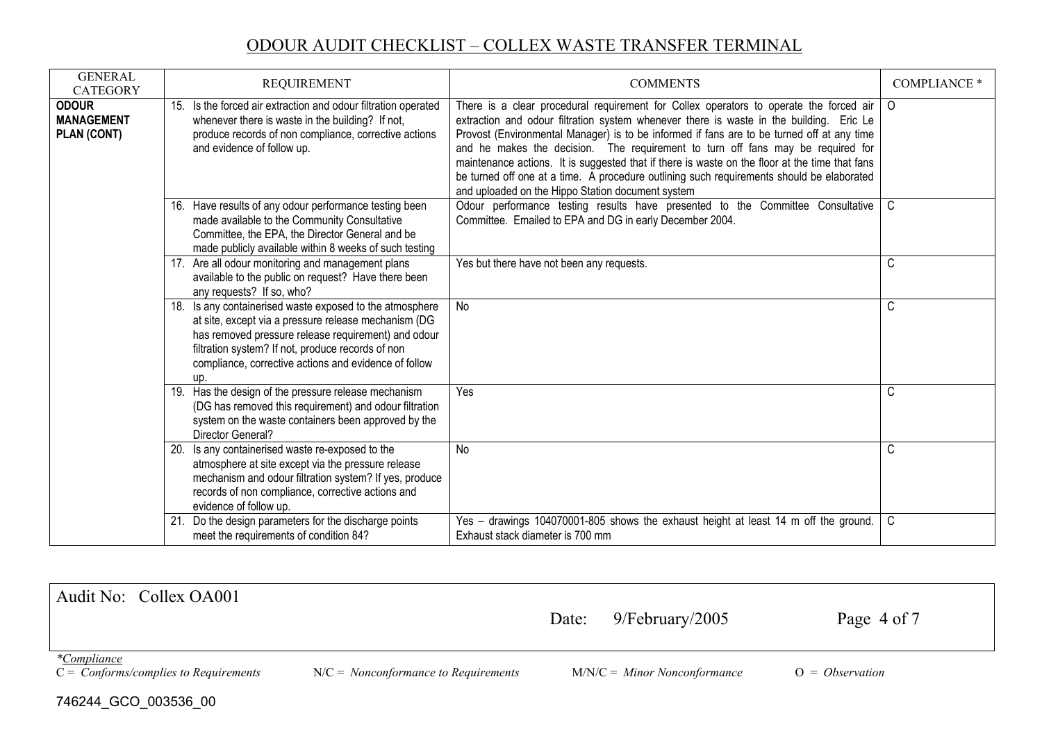# ODOUR AUDIT CHECKLIST – COLLEX WASTE TRANSFER TERMINAL

| GENERAL CATEGORY | REQUIREMENT | COMMENTS | COMPLIANCE * |
|---|---|---|---|
| **ODOUR MANAGEMENT PLAN (CONT)** | 15. Is the forced air extraction and odour filtration operated whenever there is waste in the building? If not, produce records of non compliance, corrective actions and evidence of follow up. | There is a clear procedural requirement for Collex operators to operate the forced air extraction and odour filtration system whenever there is waste in the building. Eric Le Provost (Environmental Manager) is to be informed if fans are to be turned off at any time and he makes the decision. The requirement to turn off fans may be required for maintenance actions. It is suggested that if there is waste on the floor at the time that fans be turned off one at a time. A procedure outlining such requirements should be elaborated and uploaded on the Hippo Station document system | O |
| | 16. Have results of any odour performance testing been made available to the Community Consultative Committee, the EPA, the Director General and be made publicly available within 8 weeks of such testing | Odour performance testing results have presented to the Committee Consultative Committee. Emailed to EPA and DG in early December 2004. | C |
| | 17. Are all odour monitoring and management plans available to the public on request? Have there been any requests? If so, who? | Yes but there have not been any requests. | C |
| | 18. Is any containerised waste exposed to the atmosphere at site, except via a pressure release mechanism (DG has removed pressure release requirement) and odour filtration system? If not, produce records of non compliance, corrective actions and evidence of follow up. | No | C |
| | 19. Has the design of the pressure release mechanism (DG has removed this requirement) and odour filtration system on the waste containers been approved by the Director General? | Yes | C |
| | 20. Is any containerised waste re-exposed to the atmosphere at site except via the pressure release mechanism and odour filtration system? If yes, produce records of non compliance, corrective actions and evidence of follow up. | No | C |
| | 21. Do the design parameters for the discharge points meet the requirements of condition 84? | Yes – drawings 104070001-805 shows the exhaust height at least 14 m off the ground. Exhaust stack diameter is 700 mm | C |

Audit No: Collex OA001

Date: 9/February/2005

*<u>Compliance</u>*
C = *Conforms/complies to Requirements* N/C = *Nonconformance to Requirements* M/N/C = *Minor Nonconformance* O = *Observation*

746244_GCO_003536_00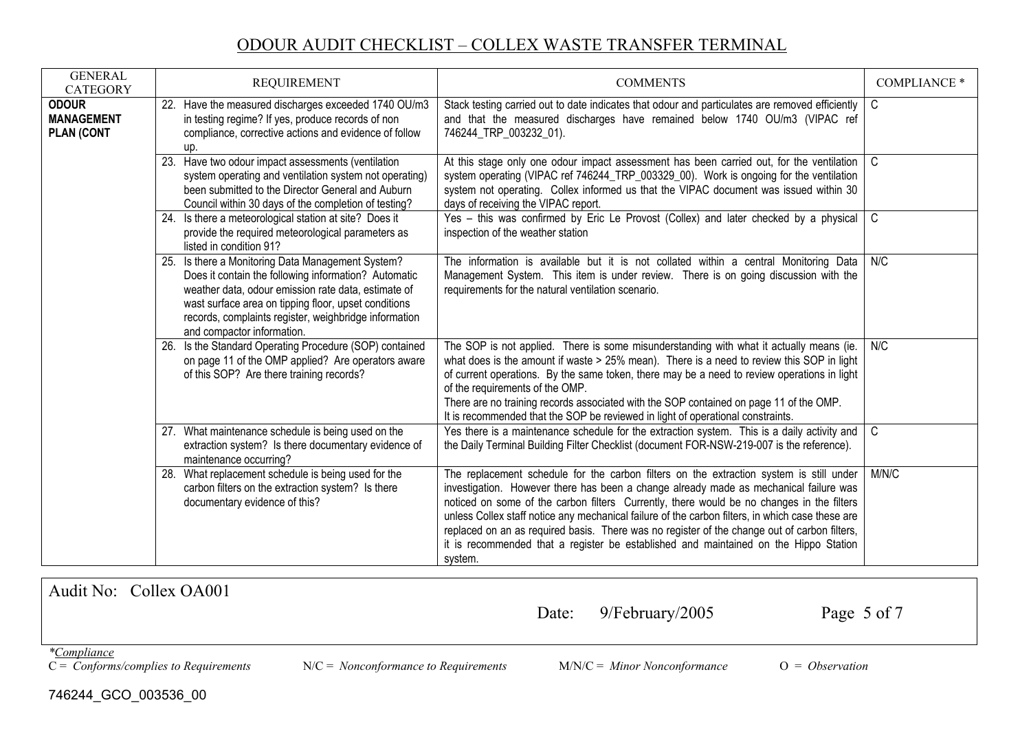# ODOUR AUDIT CHECKLIST – COLLEX WASTE TRANSFER TERMINAL

| GENERAL CATEGORY | REQUIREMENT | COMMENTS | COMPLIANCE * |
|---|---|---|---|
| **ODOUR MANAGEMENT PLAN (CONT** | 22. Have the measured discharges exceeded 1740 OU/m3 in testing regime? If yes, produce records of non compliance, corrective actions and evidence of follow up. | Stack testing carried out to date indicates that odour and particulates are removed efficiently and that the measured discharges have remained below 1740 OU/m3 (VIPAC ref 746244_TRP_003232_01). | C |
| | 23. Have two odour impact assessments (ventilation system operating and ventilation system not operating) been submitted to the Director General and Auburn Council within 30 days of the completion of testing? | At this stage only one odour impact assessment has been carried out, for the ventilation system operating (VIPAC ref 746244_TRP_003329_00). Work is ongoing for the ventilation system not operating. Collex informed us that the VIPAC document was issued within 30 days of receiving the VIPAC report. | C |
| | 24. Is there a meteorological station at site? Does it provide the required meteorological parameters as listed in condition 91? | Yes – this was confirmed by Eric Le Provost (Collex) and later checked by a physical inspection of the weather station | C |
| | 25. Is there a Monitoring Data Management System? Does it contain the following information? Automatic weather data, odour emission rate data, estimate of wast surface area on tipping floor, upset conditions records, complaints register, weighbridge information and compactor information. | The information is available but it is not collated within a central Monitoring Data Management System. This item is under review. There is on going discussion with the requirements for the natural ventilation scenario. | N/C |
| | 26. Is the Standard Operating Procedure (SOP) contained on page 11 of the OMP applied? Are operators aware of this SOP? Are there training records? | The SOP is not applied. There is some misunderstanding with what it actually means (ie. what does is the amount if waste > 25% mean). There is a need to review this SOP in light of current operations. By the same token, there may be a need to review operations in light of the requirements of the OMP.<br>There are no training records associated with the SOP contained on page 11 of the OMP.<br>It is recommended that the SOP be reviewed in light of operational constraints. | N/C |
| | 27. What maintenance schedule is being used on the extraction system? Is there documentary evidence of maintenance occurring? | Yes there is a maintenance schedule for the extraction system. This is a daily activity and the Daily Terminal Building Filter Checklist (document FOR-NSW-219-007 is the reference). | C |
| | 28. What replacement schedule is being used for the carbon filters on the extraction system? Is there documentary evidence of this? | The replacement schedule for the carbon filters on the extraction system is still under investigation. However there has been a change already made as mechanical failure was noticed on some of the carbon filters Currently, there would be no changes in the filters unless Collex staff notice any mechanical failure of the carbon filters, in which case these are replaced on an as required basis. There was no register of the change out of carbon filters, it is recommended that a register be established and maintained on the Hippo Station system. | M/N/C |

Audit No: Collex OA001

Date: 9/February/2005

*Compliance*
C = *Conforms/complies to Requirements* N/C = *Nonconformance to Requirements* M/N/C = *Minor Nonconformance* O = *Observation*

746244_GCO_003536_00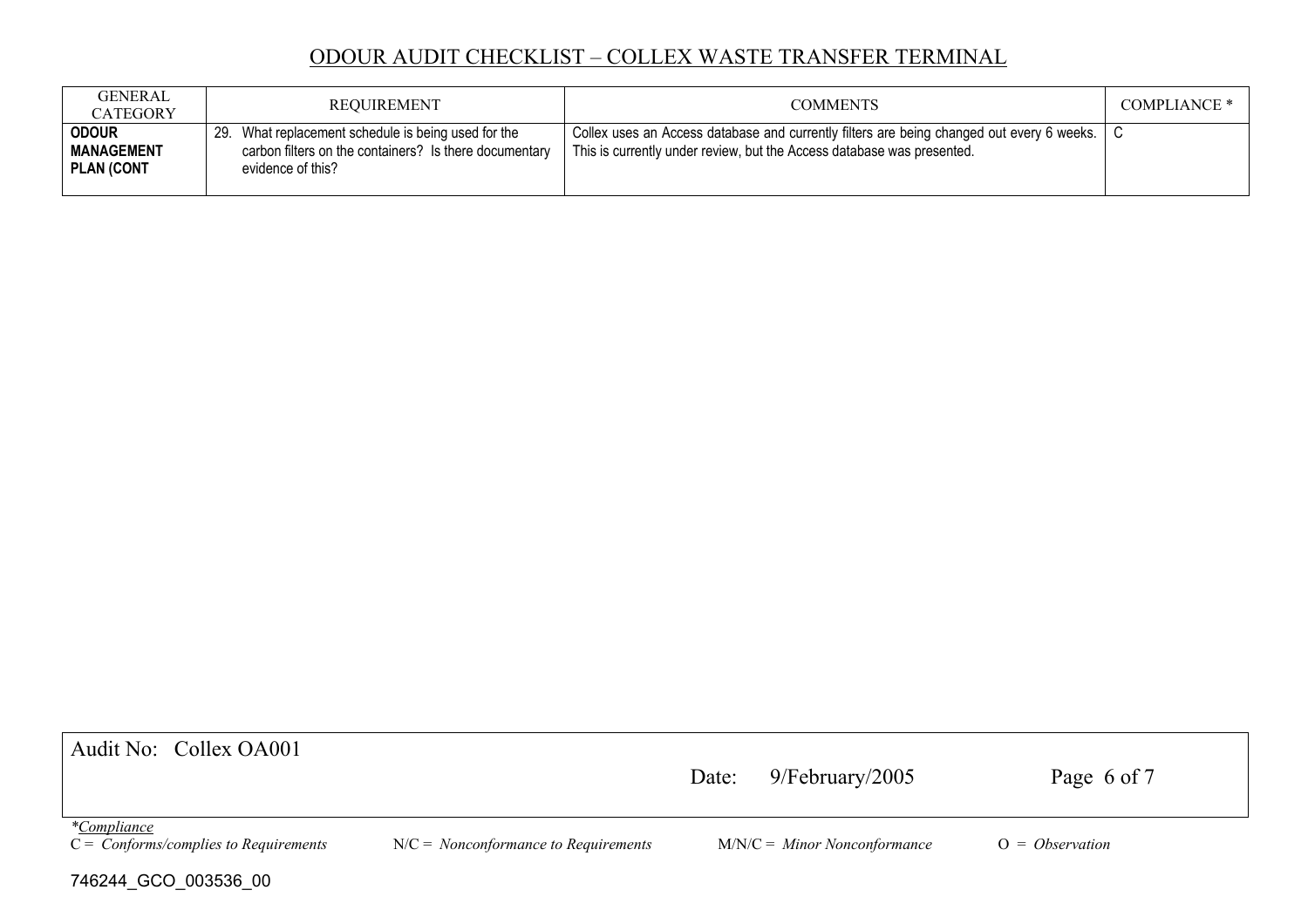# ODOUR AUDIT CHECKLIST – COLLEX WASTE TRANSFER TERMINAL

| GENERAL CATEGORY | REQUIREMENT | COMMENTS | COMPLIANCE * |
|---|---|---|---|
| **ODOUR MANAGEMENT PLAN (CONT** | 29. What replacement schedule is being used for the carbon filters on the containers? Is there documentary evidence of this? | Collex uses an Access database and currently filters are being changed out every 6 weeks. This is currently under review, but the Access database was presented. | C |

Audit No: Collex OA001

Date: 9/February/2005

*Compliance

C = *Conforms/complies to Requirements* N/C = *Nonconformance to Requirements* M/N/C = *Minor Nonconformance* O = *Observation*

746244_GCO_003536_00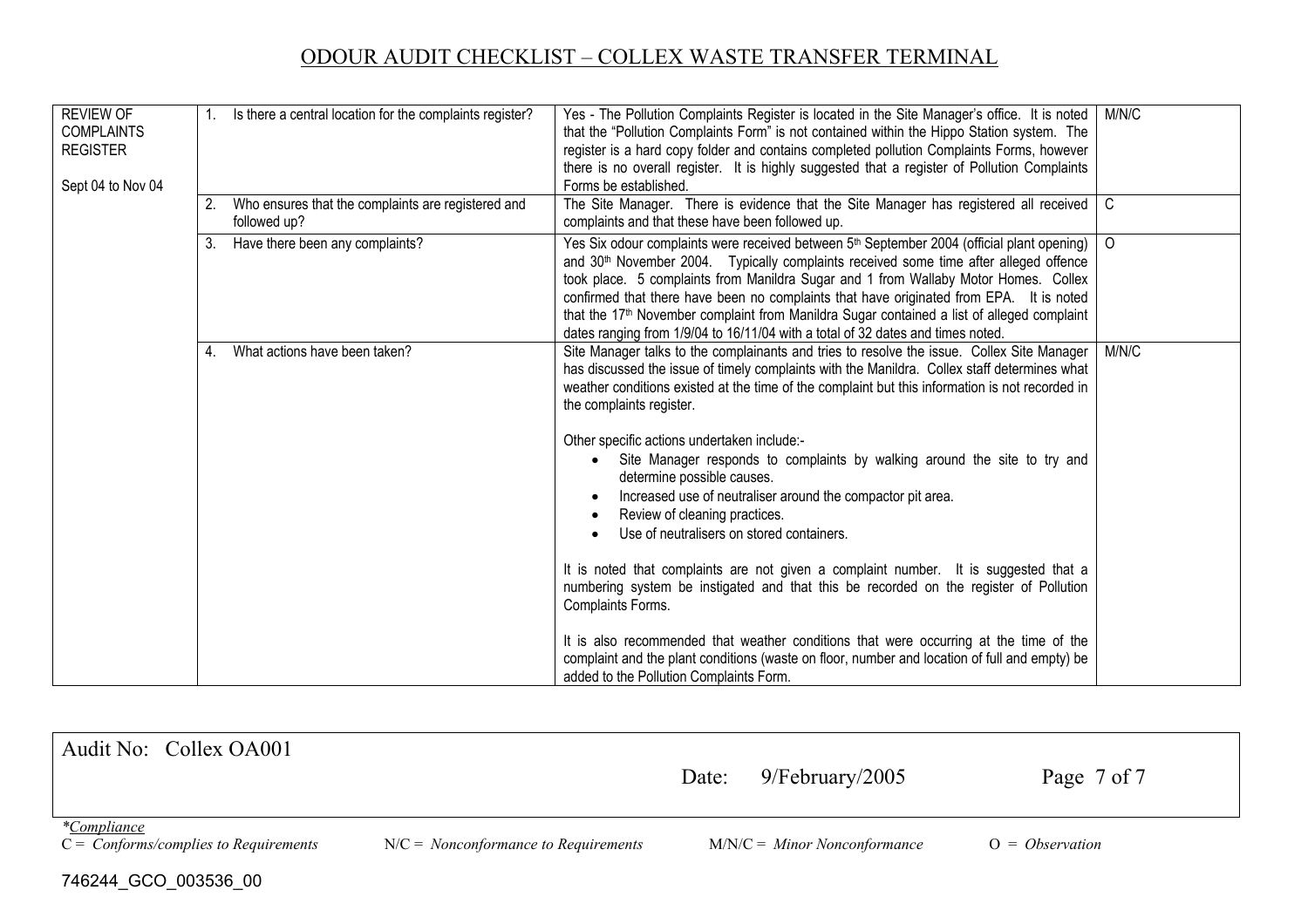# ODOUR AUDIT CHECKLIST – COLLEX WASTE TRANSFER TERMINAL

| | | | |
|---|---|---|---|
| REVIEW OF COMPLAINTS REGISTER<br><br>Sept 04 to Nov 04 | 1. Is there a central location for the complaints register? | Yes - The Pollution Complaints Register is located in the Site Manager's office. It is noted that the "Pollution Complaints Form" is not contained within the Hippo Station system. The register is a hard copy folder and contains completed pollution Complaints Forms, however there is no overall register. It is highly suggested that a register of Pollution Complaints Forms be established. | M/N/C |
| | 2. Who ensures that the complaints are registered and followed up? | The Site Manager. There is evidence that the Site Manager has registered all received complaints and that these have been followed up. | C |
| | 3. Have there been any complaints? | Yes Six odour complaints were received between 5th September 2004 (official plant opening) and 30th November 2004. Typically complaints received some time after alleged offence took place. 5 complaints from Manildra Sugar and 1 from Wallaby Motor Homes. Collex confirmed that there have been no complaints that have originated from EPA. It is noted that the 17th November complaint from Manildra Sugar contained a list of alleged complaint dates ranging from 1/9/04 to 16/11/04 with a total of 32 dates and times noted. | O |
| | 4. What actions have been taken? | Site Manager talks to the complainants and tries to resolve the issue. Collex Site Manager has discussed the issue of timely complaints with the Manildra. Collex staff determines what weather conditions existed at the time of the complaint but this information is not recorded in the complaints register.<br><br>Other specific actions undertaken include:-<br>• Site Manager responds to complaints by walking around the site to try and determine possible causes.<br>• Increased use of neutraliser around the compactor pit area.<br>• Review of cleaning practices.<br>• Use of neutralisers on stored containers.<br><br>It is noted that complaints are not given a complaint number. It is suggested that a numbering system be instigated and that this be recorded on the register of Pollution Complaints Forms.<br><br>It is also recommended that weather conditions that were occurring at the time of the complaint and the plant conditions (waste on floor, number and location of full and empty) be added to the Pollution Complaints Form. | M/N/C |

Audit No: Collex OA001 Date: 9/February/2005

*Compliance*
C = *Conforms/complies to Requirements* N/C = *Nonconformance to Requirements* M/N/C = *Minor Nonconformance* O = *Observation*

746244_GCO_003536_00